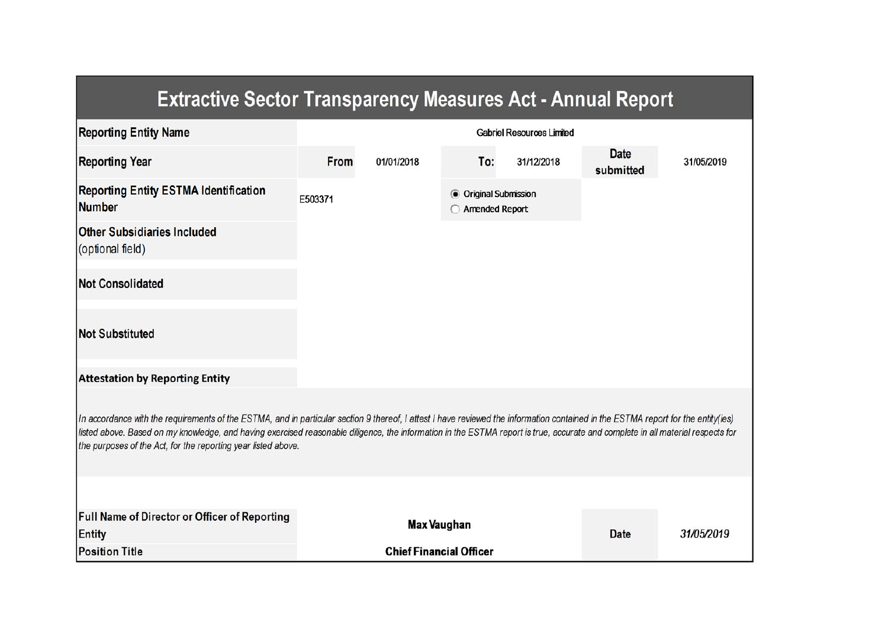# Extractive Sector Transparency Measures Act - Annual Report

| | | | | | | |
|---|---|---|---|---|---|---|
| **Reporting Entity Name** | Gabriel Resources Limited | | | | | |
| **Reporting Year** | **From** | 01/01/2018 | **To:** | 31/12/2018 | **Date submitted** | 31/05/2019 |
| **Reporting Entity ESTMA Identification Number** | E503371 | | ◉ Original Submission<br>○ Amended Report | | | |
| **Other Subsidiaries Included** (optional field) | | | | | | |
| **Not Consolidated** | | | | | | |
| **Not Substituted** | | | | | | |

**Attestation by Reporting Entity**

*In accordance with the requirements of the ESTMA, and in particular section 9 thereof, I attest I have reviewed the information contained in the ESTMA report for the entity(ies) listed above. Based on my knowledge, and having exercised reasonable diligence, the information in the ESTMA report is true, accurate and complete in all material respects for the purposes of the Act, for the reporting year listed above.*

| | | | |
|---|---|---|---|
| **Full Name of Director or Officer of Reporting Entity** | **Max Vaughan** | **Date** | *31/05/2019* |
| **Position Title** | **Chief Financial Officer** | | |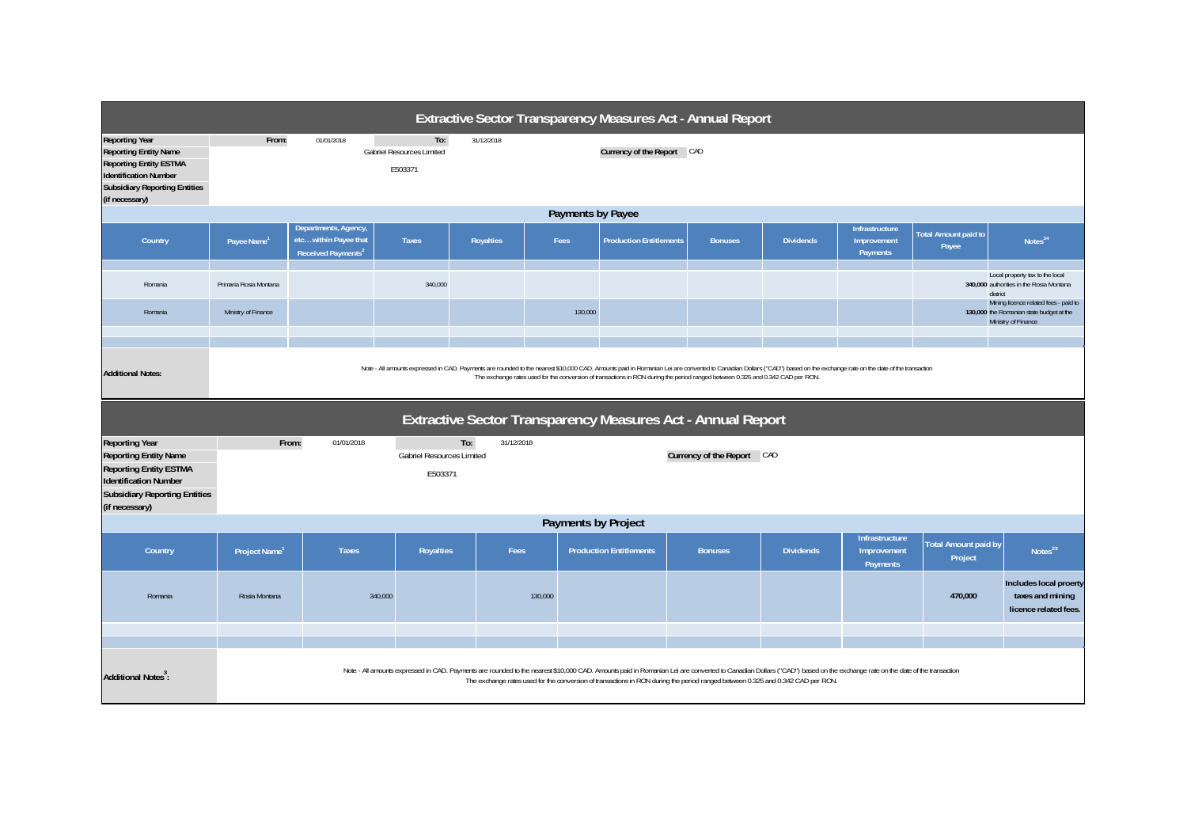# Extractive Sector Transparency Measures Act - Annual Report

| | | | |
|---|---|---|---|
| **Reporting Year** | From: 01/01/2018 | To: 31/12/2018 | |
| **Reporting Entity Name** | Gabriel Resources Limited | | Currency of the Report: CAD |
| **Reporting Entity ESTMA Identification Number** | E503371 | | |
| **Subsidiary Reporting Entities (if necessary)** | | | |

## Payments by Payee

| Country | Payee Name[1] | Departments, Agency, etc…within Payee that Received Payments[2] | Taxes | Royalties | Fees | Production Entitlements | Bonuses | Dividends | Infrastructure Improvement Payments | Total Amount paid to Payee | Notes[34] |
|---|---|---|---|---|---|---|---|---|---|---|---|
| | | | | | | | | | | | |
| Romania | Primaria Rosia Montana | | 340,000 | | | | | | | **340,000** | Local property tax to the local authorities in the Rosia Montana district |
| Romania | Ministry of Finance | | | | 130,000 | | | | | **130,000** | Mining licence related fees - paid to the Romanian state budget at the Ministry of Finance |
| | | | | | | | | | | | |
| | | | | | | | | | | | |

**Additional Notes:** Note - All amounts expressed in CAD. Payments are rounded to the nearest $10,000 CAD. Amounts paid in Romanian Lei are converted to Canadian Dollars ("CAD") based on the exchange rate on the date of the transaction The exchange rates used for the conversion of transactions in RON during the period ranged between 0.325 and 0.342 CAD per RON.

# Extractive Sector Transparency Measures Act - Annual Report

| | | | |
|---|---|---|---|
| **Reporting Year** | From: 01/01/2018 | To: 31/12/2018 | |
| **Reporting Entity Name** | Gabriel Resources Limited | | Currency of the Report: CAD |
| **Reporting Entity ESTMA Identification Number** | E503371 | | |
| **Subsidiary Reporting Entities (if necessary)** | | | |

## Payments by Project

| Country | Project Name[1] | Taxes | Royalties | Fees | Production Entitlements | Bonuses | Dividends | Infrastructure Improvement Payments | Total Amount paid by Project | Notes[23] |
|---|---|---|---|---|---|---|---|---|---|---|
| Romania | Rosia Montana | 340,000 | | 130,000 | | | | | **470,000** | **Includes local proerty taxes and mining licence related fees.** |
| | | | | | | | | | | |
| | | | | | | | | | | |

**Additional Notes[3]:** Note - All amounts expressed in CAD. Payments are rounded to the nearest $10,000 CAD. Amounts paid in Romanian Lei are converted to Canadian Dollars ("CAD") based on the exchange rate on the date of the transaction The exchange rates used for the conversion of transactions in RON during the period ranged between 0.325 and 0.342 CAD per RON.